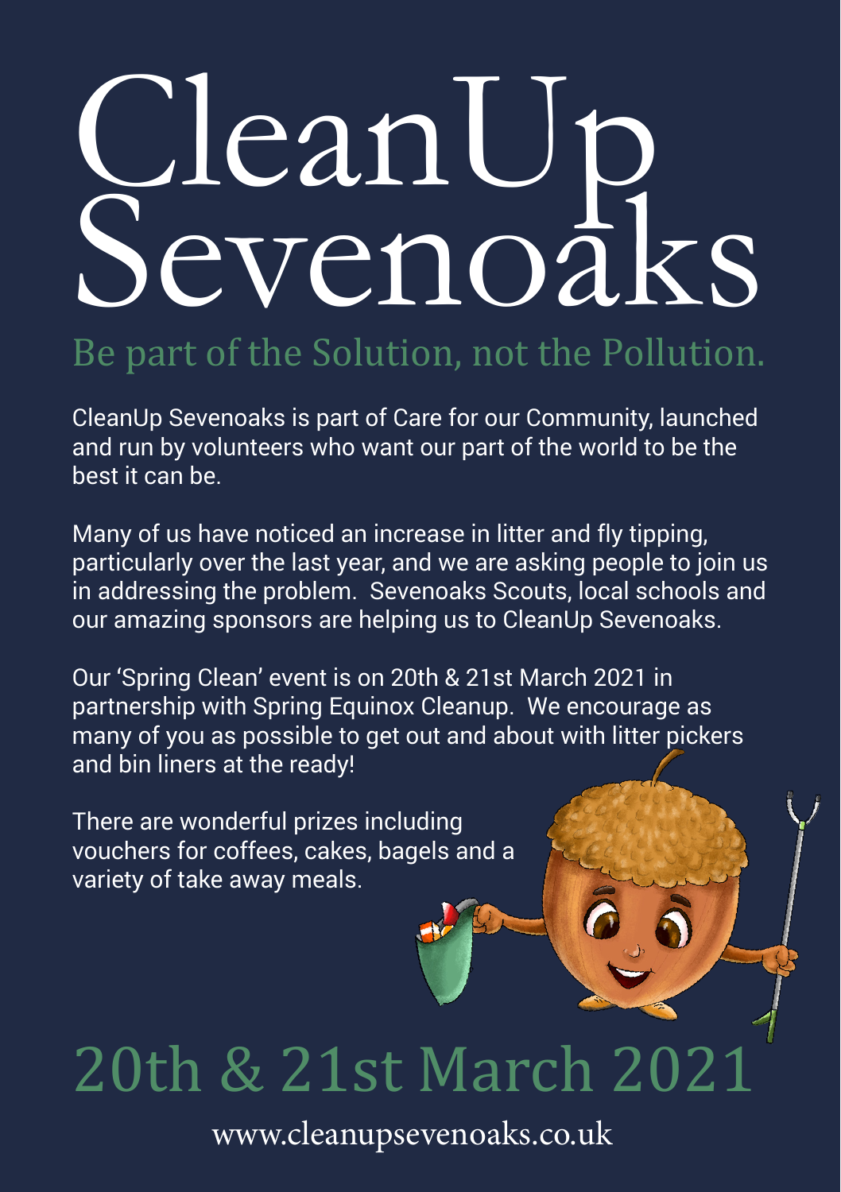# CleanUp Sevenoaks

## Be part of the Solution, not the Pollution.

CleanUp Sevenoaks is part of Care for our Community, launched and run by volunteers who want our part of the world to be the best it can be.

Many of us have noticed an increase in litter and fly tipping, particularly over the last year, and we are asking people to join us in addressing the problem. Sevenoaks Scouts, local schools and our amazing sponsors are helping us to CleanUp Sevenoaks.

Our 'Spring Clean' event is on 20th & 21st March 2021 in partnership with Spring Equinox Cleanup. We encourage as many of you as possible to get out and about with litter pickers and bin liners at the ready!

There are wonderful prizes including vouchers for coffees, cakes, bagels and a variety of take away meals.

## 20th & 21st March 2021

www.cleanupsevenoaks.co.uk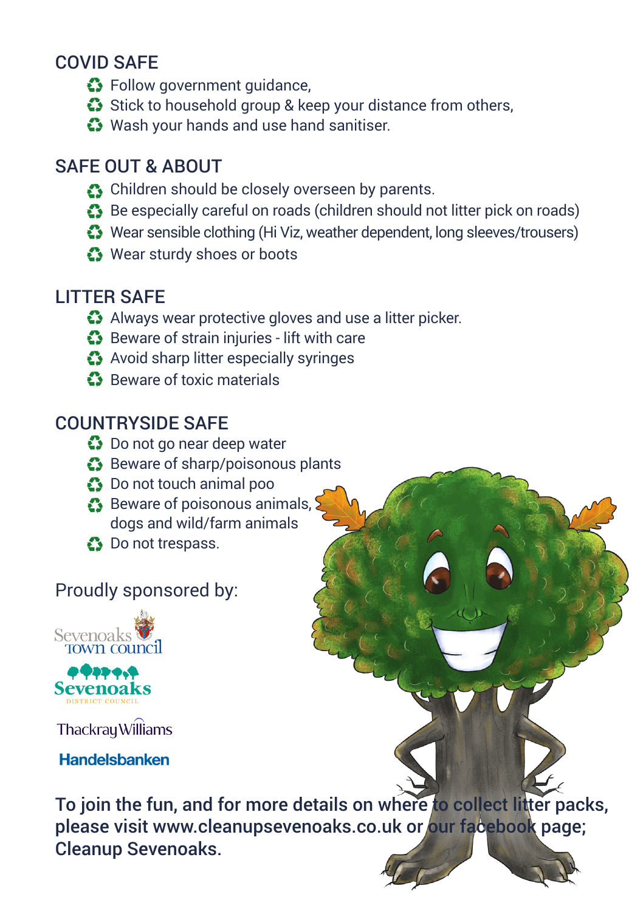## COVID SAFE

- Follow government guidance,
- Stick to household group & keep your distance from others,
- Wash your hands and use hand sanitiser.

## SAFE OUT & ABOUT

- Children should be closely overseen by parents.
- Be especially careful on roads (children should not litter pick on roads)
- Wear sensible clothing (Hi Viz, weather dependent, long sleeves/trousers)
- Wear sturdy shoes or boots

## LITTER SAFE

- Always wear protective gloves and use a litter picker.
- Beware of strain injuries - lift with care
- Avoid sharp litter especially syringes
- Beware of toxic materials

## COUNTRYSIDE SAFE

- Do not go near deep water
- Beware of sharp/poisonous plants
- Do not touch animal poo
- Beware of poisonous animals, dogs and wild/farm animals
- Do not trespass.

Proudly sponsored by:

Sevenoaks Town Council

Sevenoaks District Council

Thackray Williams

Handelsbanken

**To join the fun, and for more details on where to collect litter packs, please visit www.cleanupsevenoaks.co.uk or our facebook page; Cleanup Sevenoaks.**